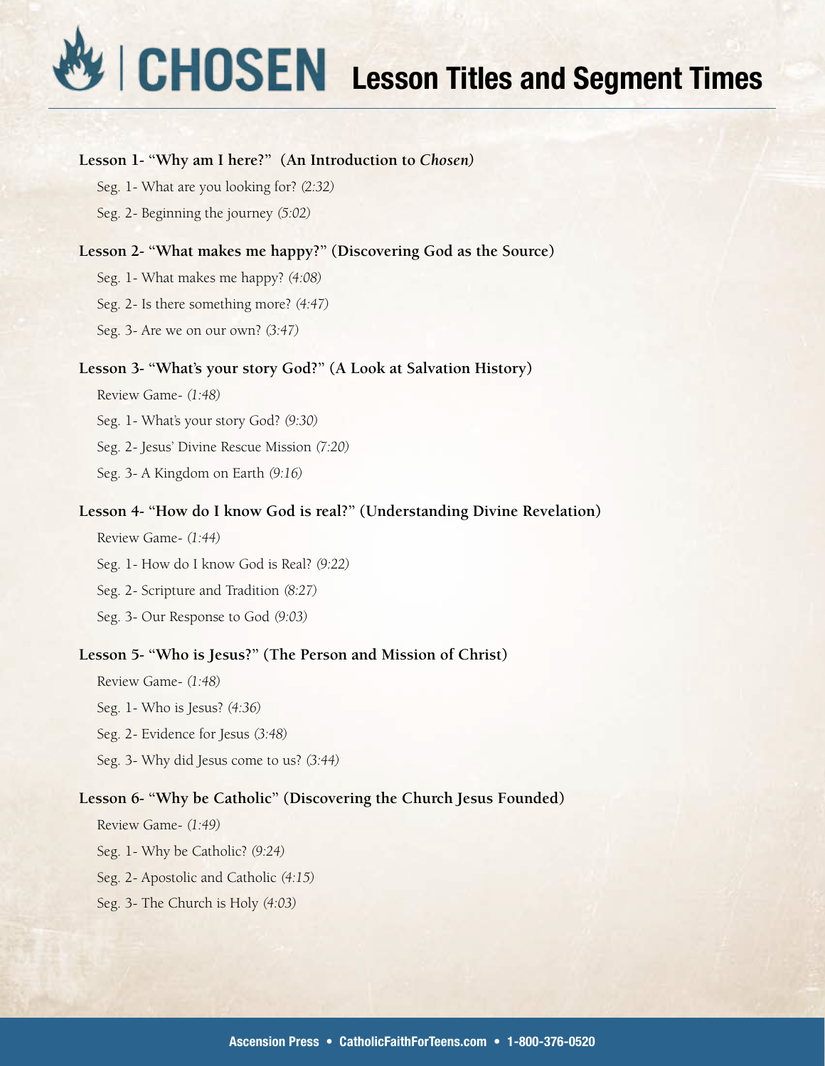# CHOSEN Lesson Titles and Segment Times

**Lesson 1- "Why am I here?" (An Introduction to *Chosen*)**

Seg. 1- What are you looking for? *(2:32)*

Seg. 2- Beginning the journey *(5:02)*

**Lesson 2- "What makes me happy?" (Discovering God as the Source)**

Seg. 1- What makes me happy? *(4:08)*

Seg. 2- Is there something more? *(4:47)*

Seg. 3- Are we on our own? *(3:47)*

**Lesson 3- "What's your story God?" (A Look at Salvation History)**

Review Game- *(1:48)*

Seg. 1- What's your story God? *(9:30)*

Seg. 2- Jesus' Divine Rescue Mission *(7:20)*

Seg. 3- A Kingdom on Earth *(9:16)*

**Lesson 4- "How do I know God is real?" (Understanding Divine Revelation)**

Review Game- *(1:44)*

Seg. 1- How do I know God is Real? *(9:22)*

Seg. 2- Scripture and Tradition *(8:27)*

Seg. 3- Our Response to God *(9:03)*

**Lesson 5- "Who is Jesus?" (The Person and Mission of Christ)**

Review Game- *(1:48)*

Seg. 1- Who is Jesus? *(4:36)*

Seg. 2- Evidence for Jesus *(3:48)*

Seg. 3- Why did Jesus come to us? *(3:44)*

**Lesson 6- "Why be Catholic" (Discovering the Church Jesus Founded)**

Review Game- *(1:49)*

Seg. 1- Why be Catholic? *(9:24)*

Seg. 2- Apostolic and Catholic *(4:15)*

Seg. 3- The Church is Holy *(4:03)*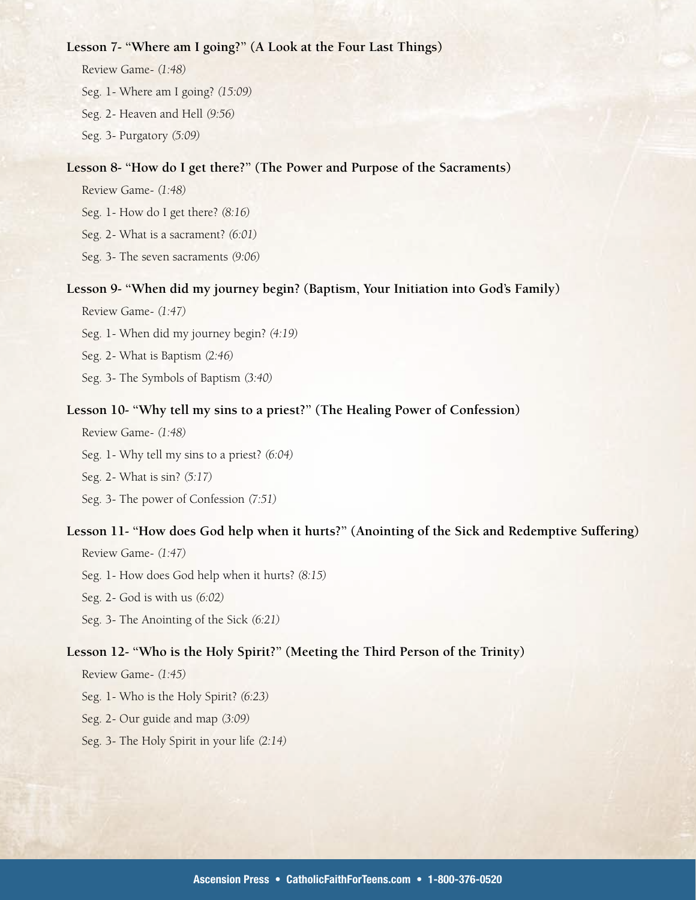**Lesson 7- "Where am I going?" (A Look at the Four Last Things)**

Review Game- *(1:48)*

Seg. 1- Where am I going? *(15:09)*

Seg. 2- Heaven and Hell *(9:56)*

Seg. 3- Purgatory *(5:09)*

**Lesson 8- "How do I get there?" (The Power and Purpose of the Sacraments)**

Review Game- *(1:48)*

Seg. 1- How do I get there? *(8:16)*

Seg. 2- What is a sacrament? *(6:01)*

Seg. 3- The seven sacraments *(9:06)*

**Lesson 9- "When did my journey begin? (Baptism, Your Initiation into God's Family)**

Review Game- *(1:47)*

Seg. 1- When did my journey begin? *(4:19)*

Seg. 2- What is Baptism *(2:46)*

Seg. 3- The Symbols of Baptism *(3:40)*

**Lesson 10- "Why tell my sins to a priest?" (The Healing Power of Confession)**

Review Game- *(1:48)*

Seg. 1- Why tell my sins to a priest? *(6:04)*

Seg. 2- What is sin? *(5:17)*

Seg. 3- The power of Confession *(7:51)*

**Lesson 11- "How does God help when it hurts?" (Anointing of the Sick and Redemptive Suffering)**

Review Game- *(1:47)*

Seg. 1- How does God help when it hurts? *(8:15)*

Seg. 2- God is with us *(6:02)*

Seg. 3- The Anointing of the Sick *(6:21)*

**Lesson 12- "Who is the Holy Spirit?" (Meeting the Third Person of the Trinity)**

Review Game- *(1:45)*

Seg. 1- Who is the Holy Spirit? *(6:23)*

Seg. 2- Our guide and map *(3:09)*

Seg. 3- The Holy Spirit in your life *(2:14)*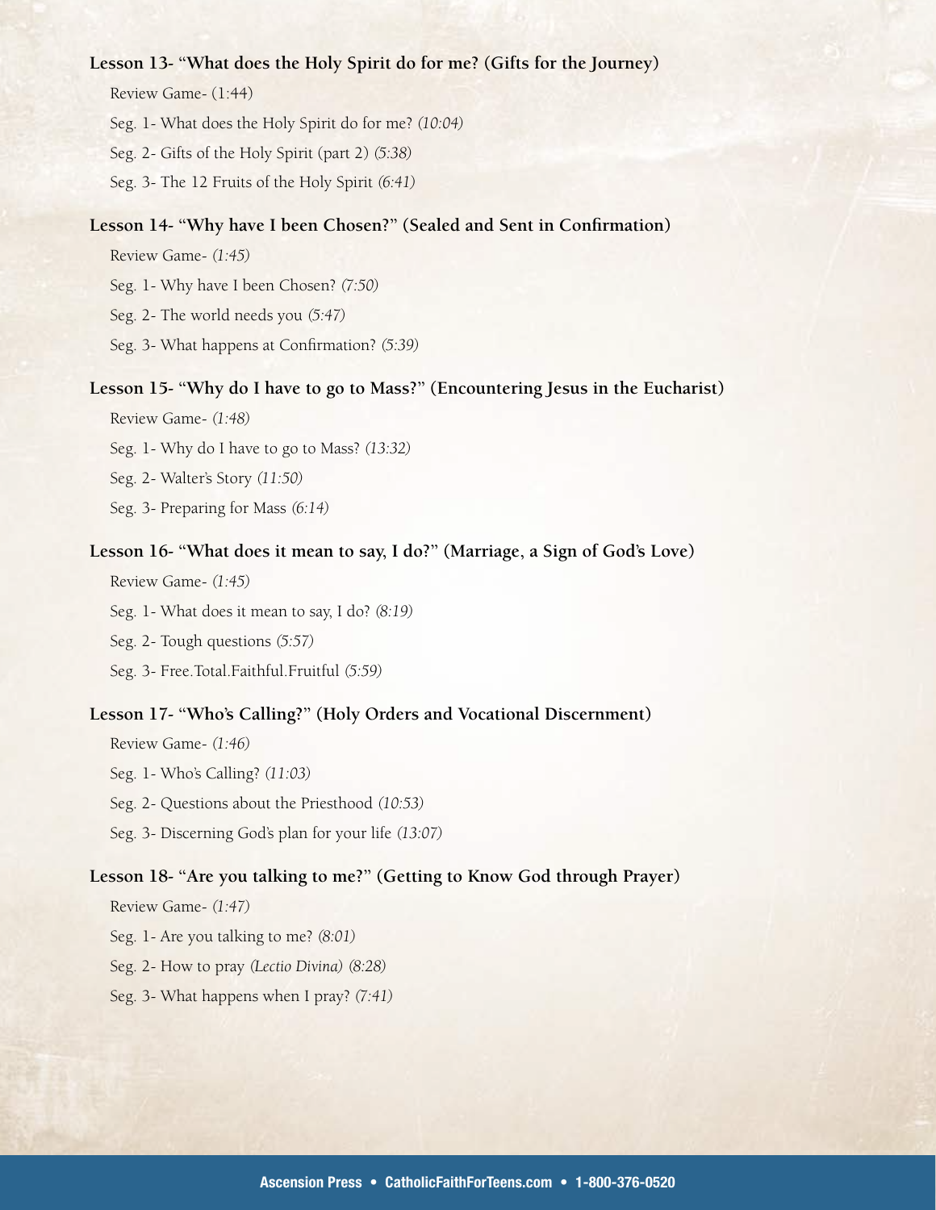**Lesson 13- "What does the Holy Spirit do for me? (Gifts for the Journey)**

Review Game- (1:44)

Seg. 1- What does the Holy Spirit do for me? *(10:04)*

Seg. 2- Gifts of the Holy Spirit (part 2) *(5:38)*

Seg. 3- The 12 Fruits of the Holy Spirit *(6:41)*

**Lesson 14- "Why have I been Chosen?" (Sealed and Sent in Confirmation)**

Review Game- *(1:45)*

Seg. 1- Why have I been Chosen? *(7:50)*

Seg. 2- The world needs you *(5:47)*

Seg. 3- What happens at Confirmation? *(5:39)*

**Lesson 15- "Why do I have to go to Mass?" (Encountering Jesus in the Eucharist)**

Review Game- *(1:48)*

Seg. 1- Why do I have to go to Mass? *(13:32)*

Seg. 2- Walter's Story *(11:50)*

Seg. 3- Preparing for Mass *(6:14)*

**Lesson 16- "What does it mean to say, I do?" (Marriage, a Sign of God's Love)**

Review Game- *(1:45)*

Seg. 1- What does it mean to say, I do? *(8:19)*

Seg. 2- Tough questions *(5:57)*

Seg. 3- Free.Total.Faithful.Fruitful *(5:59)*

**Lesson 17- "Who's Calling?" (Holy Orders and Vocational Discernment)**

Review Game- *(1:46)*

Seg. 1- Who's Calling? *(11:03)*

Seg. 2- Questions about the Priesthood *(10:53)*

Seg. 3- Discerning God's plan for your life *(13:07)*

**Lesson 18- "Are you talking to me?" (Getting to Know God through Prayer)**

Review Game- *(1:47)*

Seg. 1- Are you talking to me? *(8:01)*

Seg. 2- How to pray *(Lectio Divina) (8:28)*

Seg. 3- What happens when I pray? *(7:41)*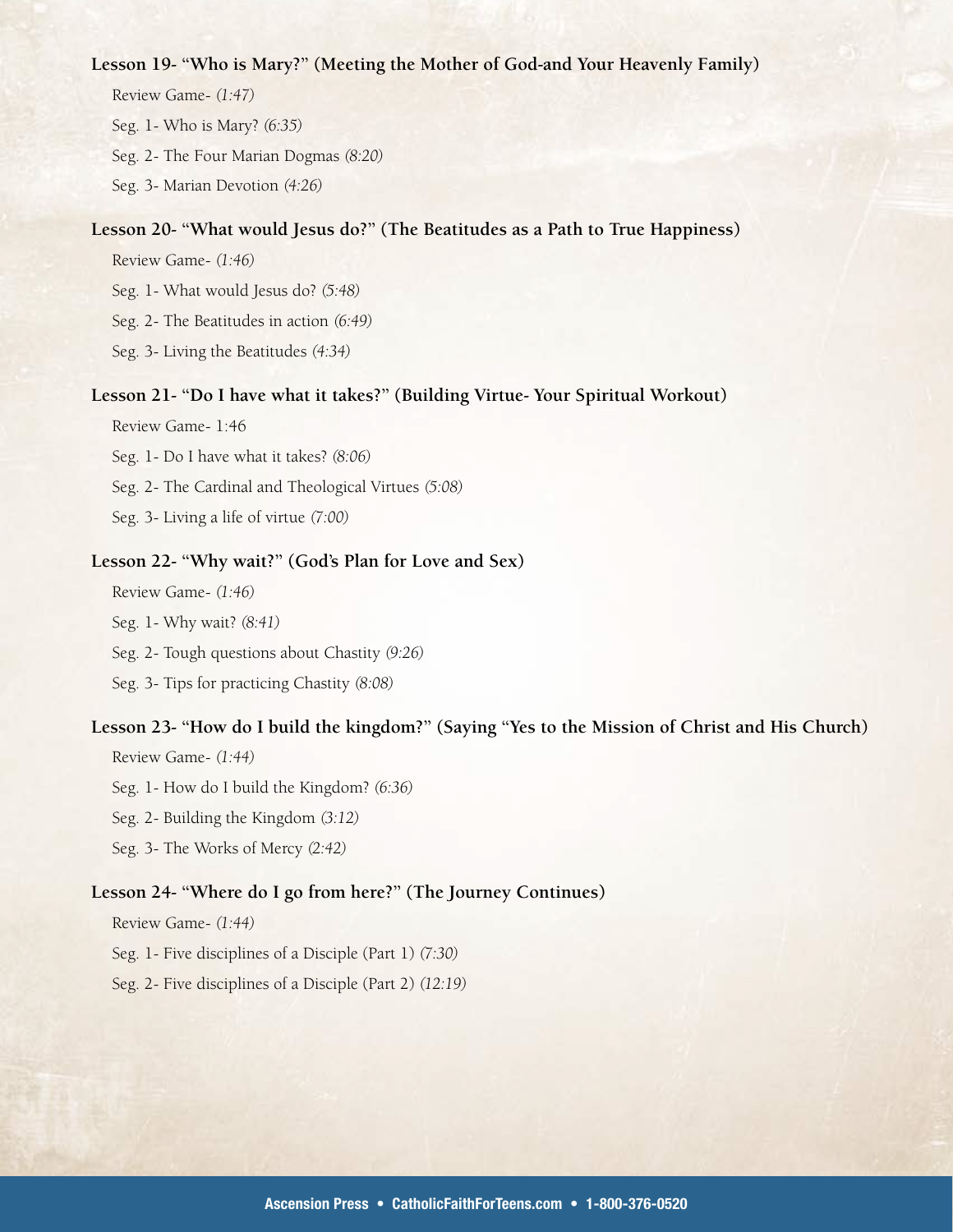**Lesson 19- "Who is Mary?" (Meeting the Mother of God-and Your Heavenly Family)**

Review Game- *(1:47)*

Seg. 1- Who is Mary? *(6:35)*

Seg. 2- The Four Marian Dogmas *(8:20)*

Seg. 3- Marian Devotion *(4:26)*

**Lesson 20- "What would Jesus do?" (The Beatitudes as a Path to True Happiness)**

Review Game- *(1:46)*

Seg. 1- What would Jesus do? *(5:48)*

Seg. 2- The Beatitudes in action *(6:49)*

Seg. 3- Living the Beatitudes *(4:34)*

**Lesson 21- "Do I have what it takes?" (Building Virtue- Your Spiritual Workout)**

Review Game- 1:46

Seg. 1- Do I have what it takes? *(8:06)*

Seg. 2- The Cardinal and Theological Virtues *(5:08)*

Seg. 3- Living a life of virtue *(7:00)*

**Lesson 22- "Why wait?" (God's Plan for Love and Sex)**

Review Game- *(1:46)*

Seg. 1- Why wait? *(8:41)*

Seg. 2- Tough questions about Chastity *(9:26)*

Seg. 3- Tips for practicing Chastity *(8:08)*

**Lesson 23- "How do I build the kingdom?" (Saying "Yes to the Mission of Christ and His Church)**

Review Game- *(1:44)*

Seg. 1- How do I build the Kingdom? *(6:36)*

Seg. 2- Building the Kingdom *(3:12)*

Seg. 3- The Works of Mercy *(2:42)*

**Lesson 24- "Where do I go from here?" (The Journey Continues)**

Review Game- *(1:44)*

Seg. 1- Five disciplines of a Disciple (Part 1) *(7:30)*

Seg. 2- Five disciplines of a Disciple (Part 2) *(12:19)*